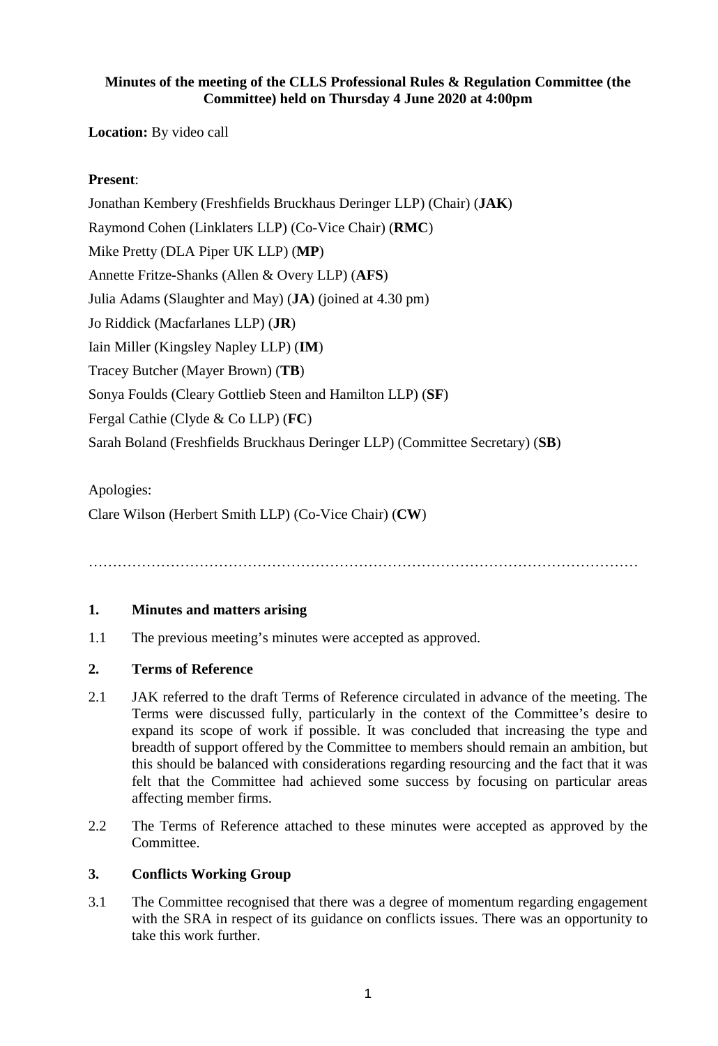**Minutes of the meeting of the CLLS Professional Rules & Regulation Committee (the Committee) held on Thursday 4 June 2020 at 4:00pm**

**Location:** By video call

**Present**:

Jonathan Kembery (Freshfields Bruckhaus Deringer LLP) (Chair) (**JAK**)

Raymond Cohen (Linklaters LLP) (Co-Vice Chair) (**RMC**)

Mike Pretty (DLA Piper UK LLP) (**MP**)

Annette Fritze-Shanks (Allen & Overy LLP) (**AFS**)

Julia Adams (Slaughter and May) (**JA**) (joined at 4.30 pm)

Jo Riddick (Macfarlanes LLP) (**JR**)

Iain Miller (Kingsley Napley LLP) (**IM**)

Tracey Butcher (Mayer Brown) (**TB**)

Sonya Foulds (Cleary Gottlieb Steen and Hamilton LLP) (**SF**)

Fergal Cathie (Clyde & Co LLP) (**FC**)

Sarah Boland (Freshfields Bruckhaus Deringer LLP) (Committee Secretary) (**SB**)

Apologies:

Clare Wilson (Herbert Smith LLP) (Co-Vice Chair) (**CW**)

……………………………………………………………………………………………………

## 1. Minutes and matters arising

1.1 The previous meeting's minutes were accepted as approved.

## 2. Terms of Reference

2.1 JAK referred to the draft Terms of Reference circulated in advance of the meeting. The Terms were discussed fully, particularly in the context of the Committee's desire to expand its scope of work if possible. It was concluded that increasing the type and breadth of support offered by the Committee to members should remain an ambition, but this should be balanced with considerations regarding resourcing and the fact that it was felt that the Committee had achieved some success by focusing on particular areas affecting member firms.

2.2 The Terms of Reference attached to these minutes were accepted as approved by the Committee.

## 3. Conflicts Working Group

3.1 The Committee recognised that there was a degree of momentum regarding engagement with the SRA in respect of its guidance on conflicts issues. There was an opportunity to take this work further.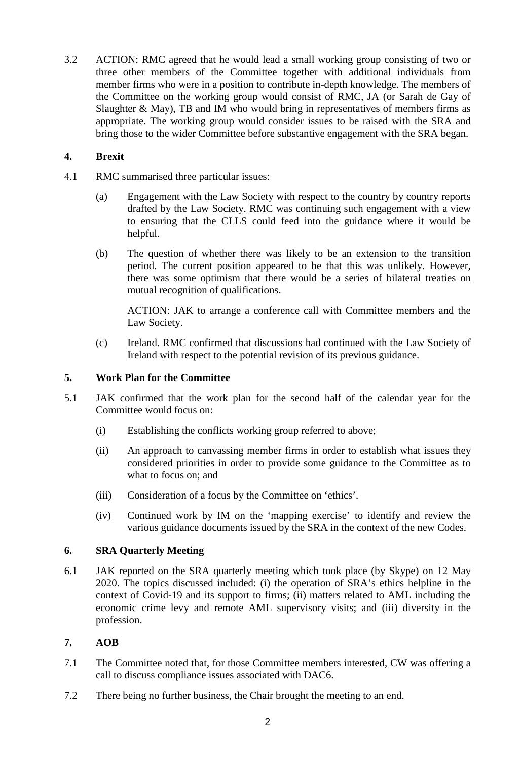3.2 ACTION: RMC agreed that he would lead a small working group consisting of two or three other members of the Committee together with additional individuals from member firms who were in a position to contribute in-depth knowledge. The members of the Committee on the working group would consist of RMC, JA (or Sarah de Gay of Slaughter & May), TB and IM who would bring in representatives of members firms as appropriate. The working group would consider issues to be raised with the SRA and bring those to the wider Committee before substantive engagement with the SRA began.

## 4. Brexit

4.1 RMC summarised three particular issues:

(a) Engagement with the Law Society with respect to the country by country reports drafted by the Law Society. RMC was continuing such engagement with a view to ensuring that the CLLS could feed into the guidance where it would be helpful.

(b) The question of whether there was likely to be an extension to the transition period. The current position appeared to be that this was unlikely. However, there was some optimism that there would be a series of bilateral treaties on mutual recognition of qualifications.

ACTION: JAK to arrange a conference call with Committee members and the Law Society.

(c) Ireland. RMC confirmed that discussions had continued with the Law Society of Ireland with respect to the potential revision of its previous guidance.

## 5. Work Plan for the Committee

5.1 JAK confirmed that the work plan for the second half of the calendar year for the Committee would focus on:

(i) Establishing the conflicts working group referred to above;

(ii) An approach to canvassing member firms in order to establish what issues they considered priorities in order to provide some guidance to the Committee as to what to focus on; and

(iii) Consideration of a focus by the Committee on 'ethics'.

(iv) Continued work by IM on the 'mapping exercise' to identify and review the various guidance documents issued by the SRA in the context of the new Codes.

## 6. SRA Quarterly Meeting

6.1 JAK reported on the SRA quarterly meeting which took place (by Skype) on 12 May 2020. The topics discussed included: (i) the operation of SRA's ethics helpline in the context of Covid-19 and its support to firms; (ii) matters related to AML including the economic crime levy and remote AML supervisory visits; and (iii) diversity in the profession.

## 7. AOB

7.1 The Committee noted that, for those Committee members interested, CW was offering a call to discuss compliance issues associated with DAC6.

7.2 There being no further business, the Chair brought the meeting to an end.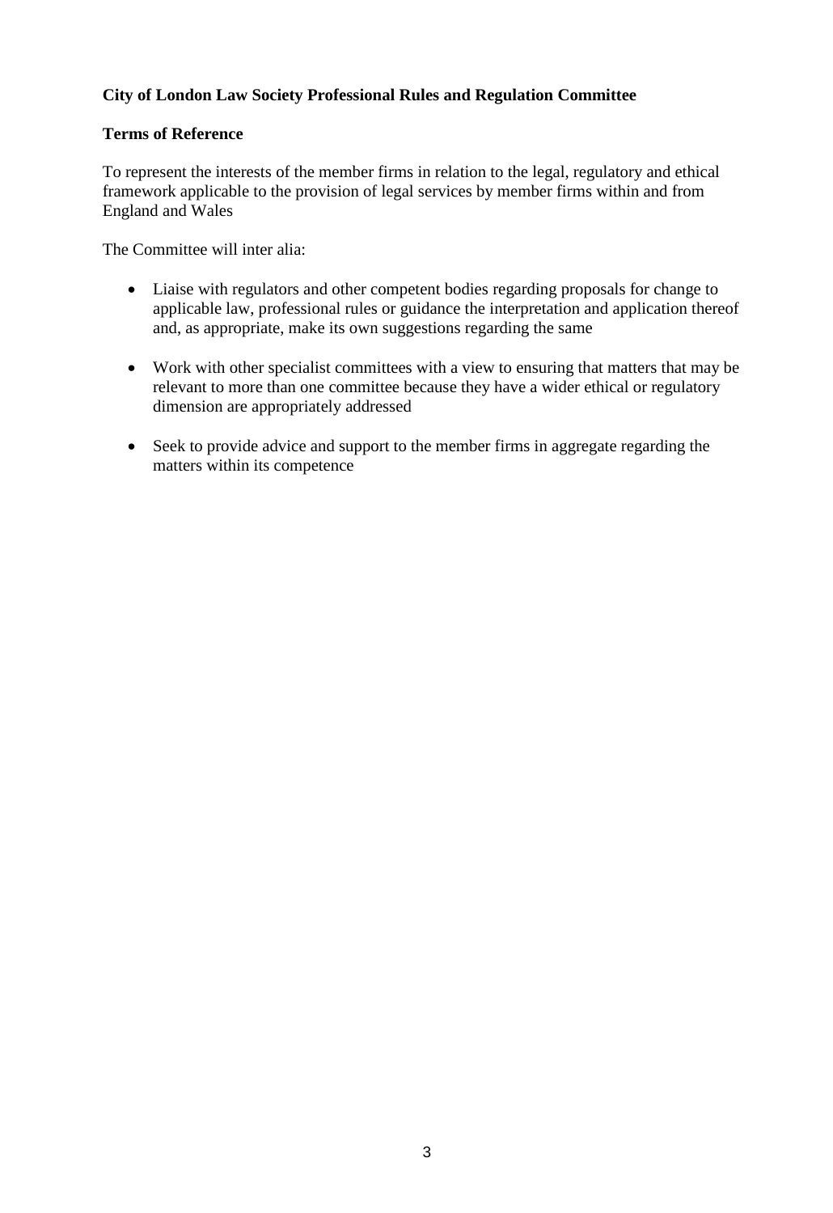**City of London Law Society Professional Rules and Regulation Committee**

**Terms of Reference**

To represent the interests of the member firms in relation to the legal, regulatory and ethical framework applicable to the provision of legal services by member firms within and from England and Wales

The Committee will inter alia:

- Liaise with regulators and other competent bodies regarding proposals for change to applicable law, professional rules or guidance the interpretation and application thereof and, as appropriate, make its own suggestions regarding the same

- Work with other specialist committees with a view to ensuring that matters that may be relevant to more than one committee because they have a wider ethical or regulatory dimension are appropriately addressed

- Seek to provide advice and support to the member firms in aggregate regarding the matters within its competence